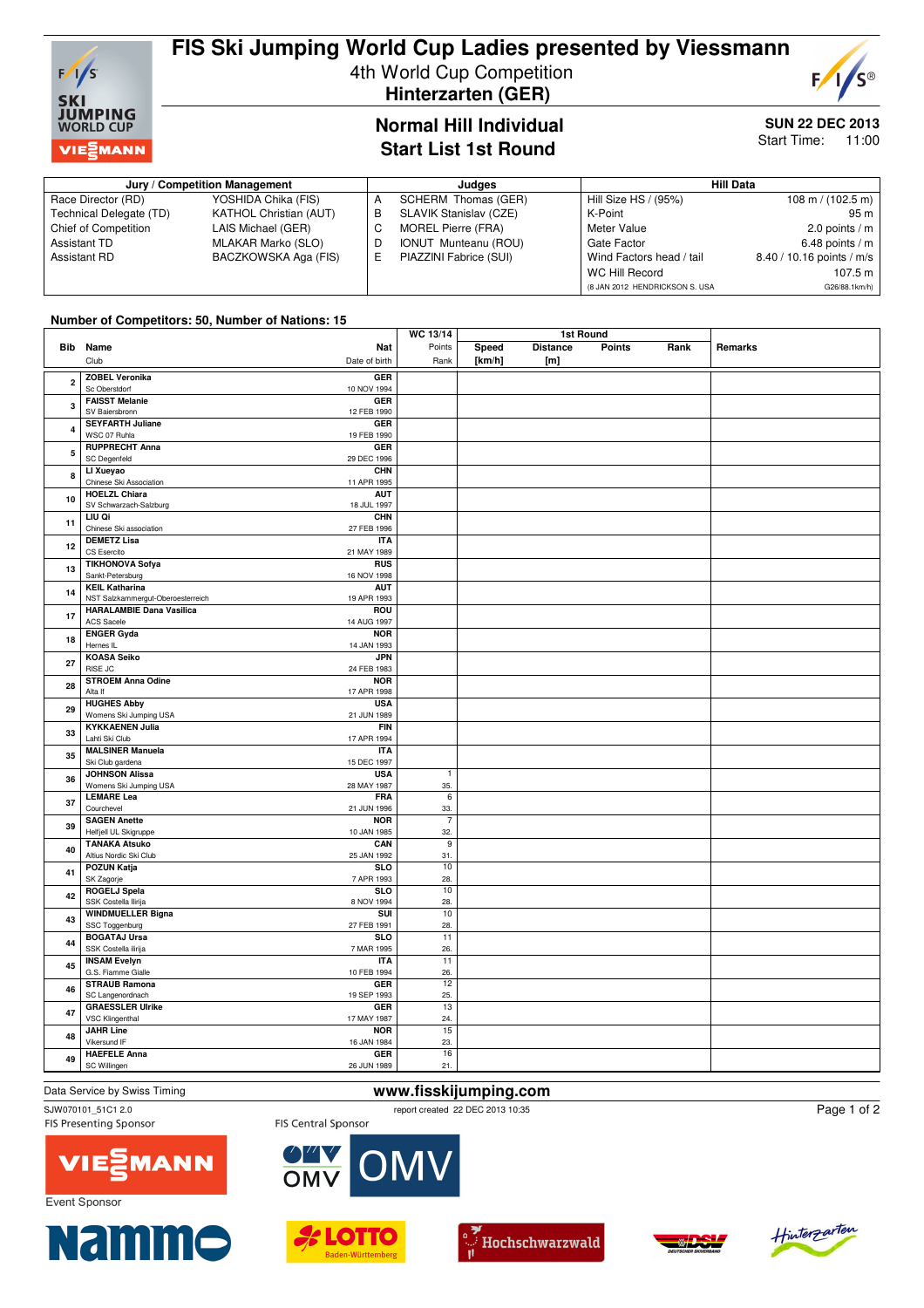# FIS Ski Jumping World Cup Ladies presented by Viessmann

4th World Cup Competition

**Hinterzarten (GER)**

## Normal Hill Individual
## Start List 1st Round

**SUN 22 DEC 2013**
Start Time: 11:00

| Jury / Competition Management | | Judges | | Hill Data | |
|---|---|---|---|---|---|
| Race Director (RD) | YOSHIDA Chika (FIS) | A | SCHERM Thomas (GER) | Hill Size HS / (95%) | 108 m / (102.5 m) |
| Technical Delegate (TD) | KATHOL Christian (AUT) | B | SLAVIK Stanislav (CZE) | K-Point | 95 m |
| Chief of Competition | LAIS Michael (GER) | C | MOREL Pierre (FRA) | Meter Value | 2.0 points / m |
| Assistant TD | MLAKAR Marko (SLO) | D | IONUT Munteanu (ROU) | Gate Factor | 6.48 points / m |
| Assistant RD | BACZKOWSKA Aga (FIS) | E | PIAZZINI Fabrice (SUI) | Wind Factors head / tail | 8.40 / 10.16 points / m/s |
| | | | | WC Hill Record | 107.5 m |
| | | | | (8 JAN 2012 HENDRICKSON S. USA | G26/88.1km/h) |

**Number of Competitors: 50, Number of Nations: 15**

| Bib | Name / Club | Nat / Date of birth | WC 13/14 Points / Rank | Speed [km/h] | Distance [m] | Points | Rank | Remarks |
|---|---|---|---|---|---|---|---|---|
| 2 | ZOBEL Veronika / Sc Oberstdorf | GER / 10 NOV 1994 | | | | | | |
| 3 | FAISST Melanie / SV Baiersbronn | GER / 12 FEB 1990 | | | | | | |
| 4 | SEYFARTH Juliane / WSC 07 Ruhla | GER / 19 FEB 1990 | | | | | | |
| 5 | RUPPRECHT Anna / SC Degenfeld | GER / 29 DEC 1996 | | | | | | |
| 8 | LI Xueyao / Chinese Ski Association | CHN / 11 APR 1995 | | | | | | |
| 10 | HOELZL Chiara / SV Schwarzach-Salzburg | AUT / 18 JUL 1997 | | | | | | |
| 11 | LIU Qi / Chinese Ski association | CHN / 27 FEB 1996 | | | | | | |
| 12 | DEMETZ Lisa / CS Esercito | ITA / 21 MAY 1989 | | | | | | |
| 13 | TIKHONOVA Sofya / Sankt-Petersburg | RUS / 16 NOV 1998 | | | | | | |
| 14 | KEIL Katharina / NST Salzkammergut-Oberoesterreich | AUT / 19 APR 1993 | | | | | | |
| 17 | HARALAMBIE Dana Vasilica / ACS Sacele | ROU / 14 AUG 1997 | | | | | | |
| 18 | ENGER Gyda / Hernes IL | NOR / 14 JAN 1993 | | | | | | |
| 27 | KOASA Seiko / RISE JC | JPN / 24 FEB 1983 | | | | | | |
| 28 | STROEM Anna Odine / Alta If | NOR / 17 APR 1998 | | | | | | |
| 29 | HUGHES Abby / Womens Ski Jumping USA | USA / 21 JUN 1989 | | | | | | |
| 33 | KYKKAENEN Julia / Lahti Ski Club | FIN / 17 APR 1994 | | | | | | |
| 35 | MALSINER Manuela / Ski Club gardena | ITA / 15 DEC 1997 | | | | | | |
| 36 | JOHNSON Alissa / Womens Ski Jumping USA | USA / 28 MAY 1987 | 1 / 35. | | | | | |
| 37 | LEMARE Lea / Courchevel | FRA / 21 JUN 1996 | 6 / 33. | | | | | |
| 39 | SAGEN Anette / Helfjell UL Skigruppe | NOR / 10 JAN 1985 | 7 / 32. | | | | | |
| 40 | TANAKA Atsuko / Altius Nordic Ski Club | CAN / 25 JAN 1992 | 9 / 31. | | | | | |
| 41 | POZUN Katja / SK Zagorje | SLO / 7 APR 1993 | 10 / 28. | | | | | |
| 42 | ROGELJ Spela / SSK Costella Ilirija | SLO / 8 NOV 1994 | 10 / 28. | | | | | |
| 43 | WINDMUELLER Bigna / SSC Toggenburg | SUI / 27 FEB 1991 | 10 / 28. | | | | | |
| 44 | BOGATAJ Ursa / SSK Costella ilirija | SLO / 7 MAR 1995 | 11 / 26. | | | | | |
| 45 | INSAM Evelyn / G.S. Fiamme Gialle | ITA / 10 FEB 1994 | 11 / 26. | | | | | |
| 46 | STRAUB Ramona / SC Langenordnach | GER / 19 SEP 1993 | 12 / 25. | | | | | |
| 47 | GRAESSLER Ulrike / VSC Klingenthal | GER / 17 MAY 1987 | 13 / 24. | | | | | |
| 48 | JAHR Line / Vikersund IF | NOR / 16 JAN 1984 | 15 / 23. | | | | | |
| 49 | HAEFELE Anna / SC Willingen | GER / 26 JUN 1989 | 16 / 21. | | | | | |

Data Service by Swiss Timing

www.fisskijumping.com

SJW070101_51C1 2.0 report created 22 DEC 2013 10:35

FIS Presenting Sponsor — VIESSMANN

FIS Central Sponsor — OMV

Event Sponsor — Nammo, LOTTO Baden-Württemberg, Hochschwarzwald, DSV Deutscher Skiverband, Hinterzarten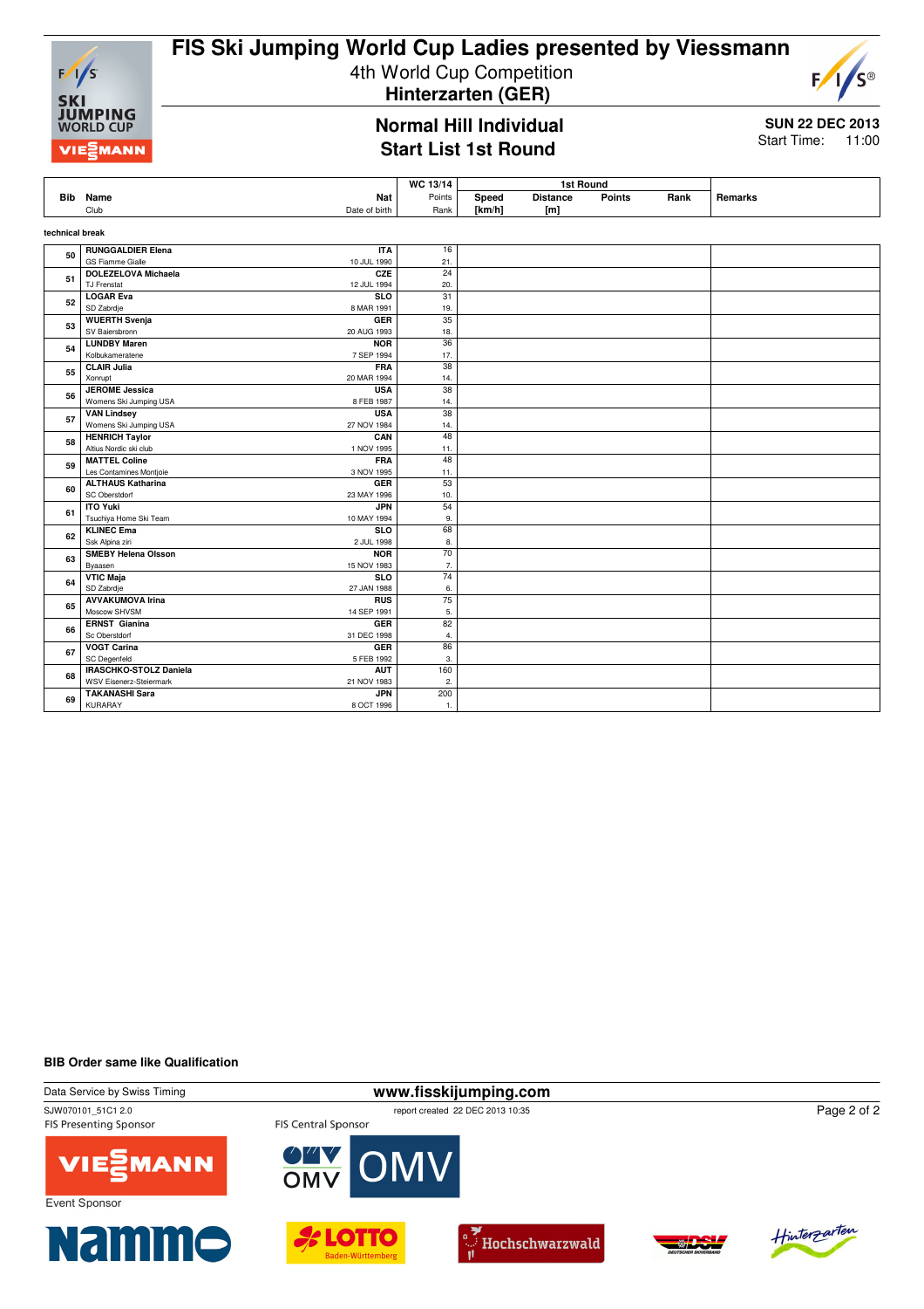# FIS Ski Jumping World Cup Ladies presented by Viessmann

4th World Cup Competition
**Hinterzarten (GER)**

## Normal Hill Individual
## Start List 1st Round

**SUN 22 DEC 2013**
Start Time: 11:00

| Bib | Name / Club | Nat / Date of birth | WC 13/14 Points / Rank | Speed [km/h] | Distance [m] | Points | Rank | Remarks |
|---|---|---|---|---|---|---|---|---|
| | **technical break** | | | | | | | |
| 50 | RUNGGALDIER Elena / GS Fiamme Gialle | ITA / 10 JUL 1990 | 16 / 21. | | | | | |
| 51 | DOLEZELOVA Michaela / TJ Frenstat | CZE / 12 JUL 1994 | 24 / 20. | | | | | |
| 52 | LOGAR Eva / SD Zabrdje | SLO / 8 MAR 1991 | 31 / 19. | | | | | |
| 53 | WUERTH Svenja / SV Baiersbronn | GER / 20 AUG 1993 | 35 / 18. | | | | | |
| 54 | LUNDBY Maren / Kolbukameratene | NOR / 7 SEP 1994 | 36 / 17. | | | | | |
| 55 | CLAIR Julia / Xonrupt | FRA / 20 MAR 1994 | 38 / 14. | | | | | |
| 56 | JEROME Jessica / Womens Ski Jumping USA | USA / 8 FEB 1987 | 38 / 14. | | | | | |
| 57 | VAN Lindsey / Womens Ski Jumping USA | USA / 27 NOV 1984 | 38 / 14. | | | | | |
| 58 | HENRICH Taylor / Altius Nordic ski club | CAN / 1 NOV 1995 | 48 / 11. | | | | | |
| 59 | MATTEL Coline / Les Contamines Montjoie | FRA / 3 NOV 1995 | 48 / 11. | | | | | |
| 60 | ALTHAUS Katharina / SC Oberstdorf | GER / 23 MAY 1996 | 53 / 10. | | | | | |
| 61 | ITO Yuki / Tsuchiya Home Ski Team | JPN / 10 MAY 1994 | 54 / 9. | | | | | |
| 62 | KLINEC Ema / Ssk Alpina ziri | SLO / 2 JUL 1998 | 68 / 8. | | | | | |
| 63 | SMEBY Helena Olsson / Byaasen | NOR / 15 NOV 1983 | 70 / 7. | | | | | |
| 64 | VTIC Maja / SD Zabrdje | SLO / 27 JAN 1988 | 74 / 6. | | | | | |
| 65 | AVVAKUMOVA Irina / Moscow SHVSM | RUS / 14 SEP 1991 | 75 / 5. | | | | | |
| 66 | ERNST Gianina / Sc Oberstdorf | GER / 31 DEC 1998 | 82 / 4. | | | | | |
| 67 | VOGT Carina / SC Degenfeld | GER / 5 FEB 1992 | 86 / 3. | | | | | |
| 68 | IRASCHKO-STOLZ Daniela / WSV Eisenerz-Steiermark | AUT / 21 NOV 1983 | 160 / 2. | | | | | |
| 69 | TAKANASHI Sara / KURARAY | JPN / 8 OCT 1996 | 200 / 1. | | | | | |

**BIB Order same like Qualification**

Data Service by Swiss Timing
www.fisskijumping.com
SJW070101_51C1 2.0
report created 22 DEC 2013 10:35

FIS Presenting Sponsor: VIESSMANN
FIS Central Sponsor: OMV
Event Sponsor: Nammo, LOTTO Baden-Württemberg, Hochschwarzwald, DSV Deutscher Skiverband, Hinterzarten